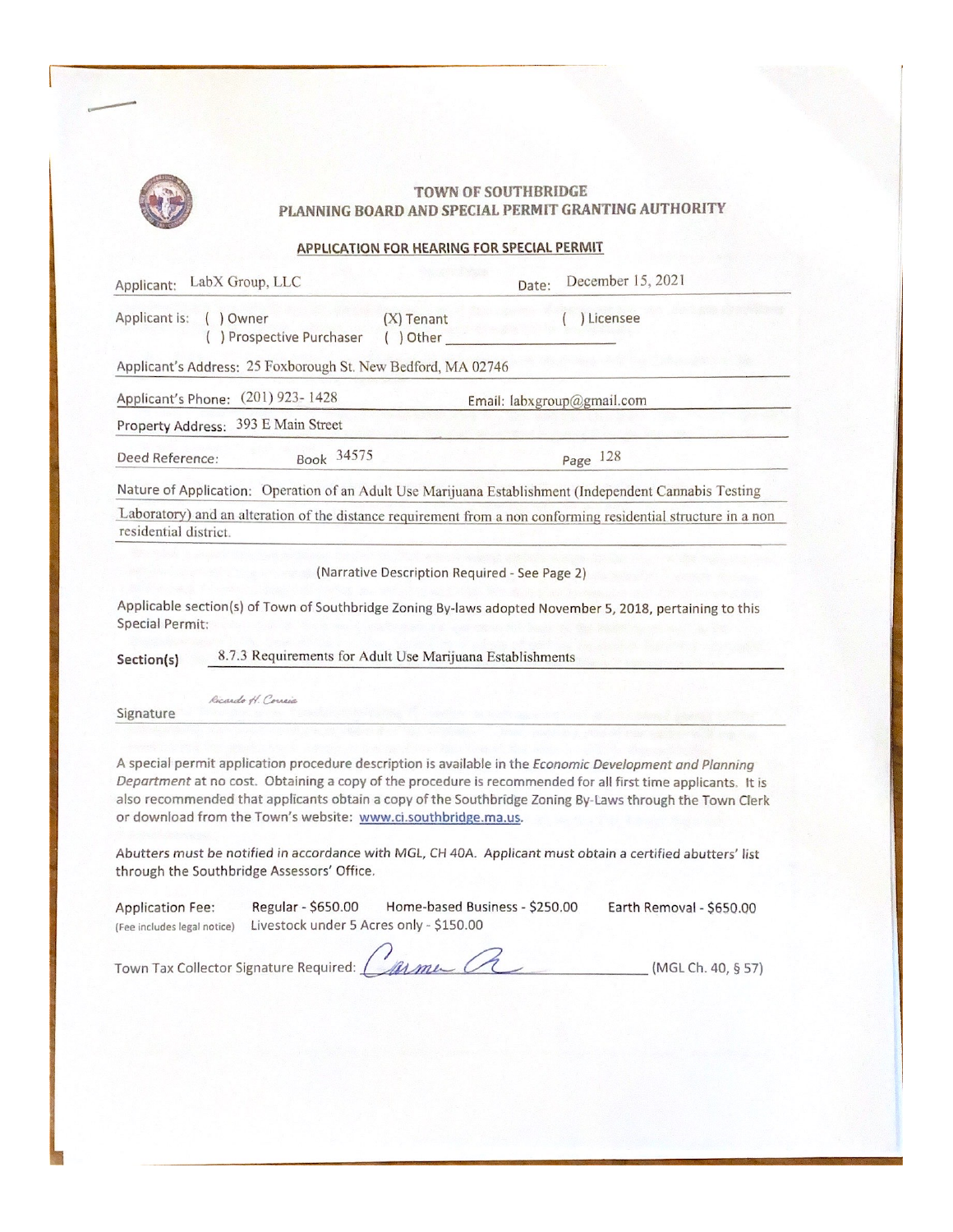# TOWN OF SOUTHBRIDGE
## PLANNING BOARD AND SPECIAL PERMIT GRANTING AUTHORITY

### APPLICATION FOR HEARING FOR SPECIAL PERMIT

Applicant: LabX Group, LLC  Date: December 15, 2021

Applicant is: ( ) Owner  (X) Tenant  ( ) Licensee
( ) Prospective Purchaser  ( ) Other ____________

Applicant's Address: 25 Foxborough St. New Bedford, MA 02746

Applicant's Phone: (201) 923- 1428  Email: labxgroup@gmail.com

Property Address: 393 E Main Street

Deed Reference: Book 34575  Page 128

Nature of Application: Operation of an Adult Use Marijuana Establishment (Independent Cannabis Testing Laboratory) and an alteration of the distance requirement from a non conforming residential structure in a non residential district.

(Narrative Description Required - See Page 2)

Applicable section(s) of Town of Southbridge Zoning By-laws adopted November 5, 2018, pertaining to this Special Permit:

**Section(s)** 8.7.3 Requirements for Adult Use Marijuana Establishments

Signature *Ricardo H. Correia*

A special permit application procedure description is available in the *Economic Development and Planning Department* at no cost. Obtaining a copy of the procedure is recommended for all first time applicants. It is also recommended that applicants obtain a copy of the Southbridge Zoning By-Laws through the Town Clerk or download from the Town's website: www.ci.southbridge.ma.us.

*Abutters must be notified in accordance with MGL, CH 40A. Applicant must obtain a certified abutters' list through the Southbridge Assessors' Office.*

Application Fee: Regular - $650.00  Home-based Business - $250.00  Earth Removal - $650.00
(Fee includes legal notice)  Livestock under 5 Acres only - $150.00

Town Tax Collector Signature Required: *Carmen A* (MGL Ch. 40, § 57)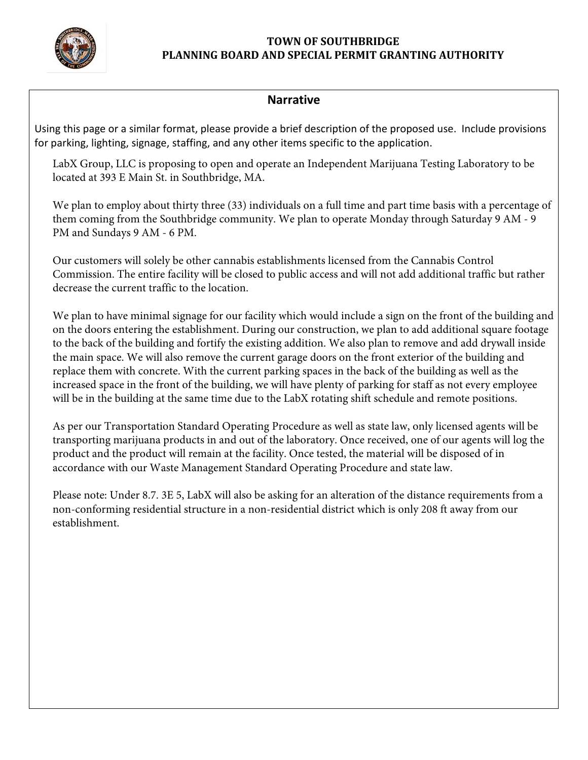**TOWN OF SOUTHBRIDGE**
**PLANNING BOARD AND SPECIAL PERMIT GRANTING AUTHORITY**

## Narrative

Using this page or a similar format, please provide a brief description of the proposed use. Include provisions for parking, lighting, signage, staffing, and any other items specific to the application.

LabX Group, LLC is proposing to open and operate an Independent Marijuana Testing Laboratory to be located at 393 E Main St. in Southbridge, MA.

We plan to employ about thirty three (33) individuals on a full time and part time basis with a percentage of them coming from the Southbridge community. We plan to operate Monday through Saturday 9 AM - 9 PM and Sundays 9 AM - 6 PM.

Our customers will solely be other cannabis establishments licensed from the Cannabis Control Commission. The entire facility will be closed to public access and will not add additional traffic but rather decrease the current traffic to the location.

We plan to have minimal signage for our facility which would include a sign on the front of the building and on the doors entering the establishment. During our construction, we plan to add additional square footage to the back of the building and fortify the existing addition. We also plan to remove and add drywall inside the main space. We will also remove the current garage doors on the front exterior of the building and replace them with concrete. With the current parking spaces in the back of the building as well as the increased space in the front of the building, we will have plenty of parking for staff as not every employee will be in the building at the same time due to the LabX rotating shift schedule and remote positions.

As per our Transportation Standard Operating Procedure as well as state law, only licensed agents will be transporting marijuana products in and out of the laboratory. Once received, one of our agents will log the product and the product will remain at the facility. Once tested, the material will be disposed of in accordance with our Waste Management Standard Operating Procedure and state law.

Please note: Under 8.7. 3E 5, LabX will also be asking for an alteration of the distance requirements from a non-conforming residential structure in a non-residential district which is only 208 ft away from our establishment.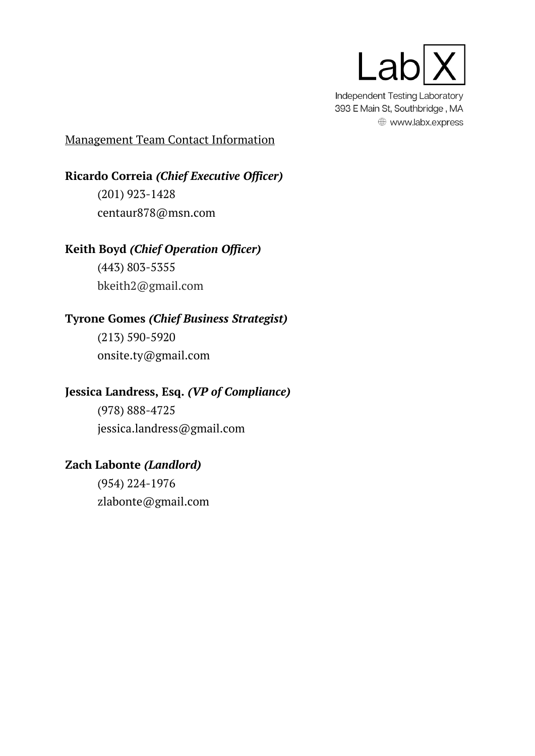Lab X

Independent Testing Laboratory
393 E Main St, Southbridge , MA
www.labx.express

Management Team Contact Information

**Ricardo Correia** ***(Chief Executive Officer)***

(201) 923-1428
centaur878@msn.com

**Keith Boyd** ***(Chief Operation Officer)***

(443) 803-5355
bkeith2@gmail.com

**Tyrone Gomes** ***(Chief Business Strategist)***

(213) 590-5920
onsite.ty@gmail.com

**Jessica Landress, Esq.** ***(VP of Compliance)***

(978) 888-4725
jessica.landress@gmail.com

**Zach Labonte** ***(Landlord)***

(954) 224-1976
zlabonte@gmail.com